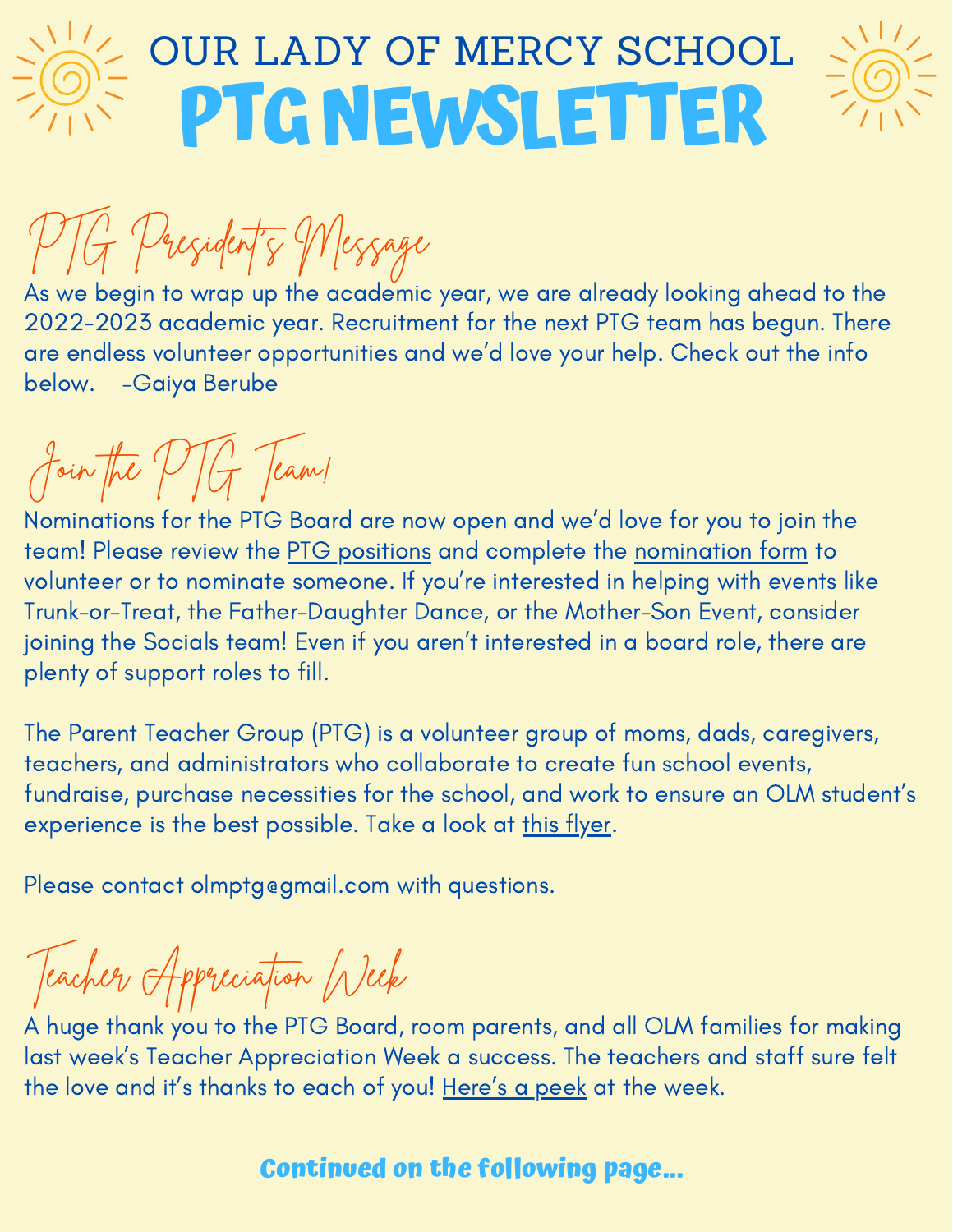# OUR LADY OF MERCY SCHOOL

# PTG NEWSLETTER

## PTG President's Message

As we begin to wrap up the academic year, we are already looking ahead to the 2022-2023 academic year. Recruitment for the next PTG team has begun. There are endless volunteer opportunities and we'd love your help. Check out the info below. -Gaiya Berube

## Join the PTG Team!

Nominations for the PTG Board are now open and we'd love for you to join the team! Please review the PTG positions and complete the nomination form to volunteer or to nominate someone. If you're interested in helping with events like Trunk-or-Treat, the Father-Daughter Dance, or the Mother-Son Event, consider joining the Socials team! Even if you aren't interested in a board role, there are plenty of support roles to fill.

The Parent Teacher Group (PTG) is a volunteer group of moms, dads, caregivers, teachers, and administrators who collaborate to create fun school events, fundraise, purchase necessities for the school, and work to ensure an OLM student's experience is the best possible. Take a look at this flyer.

Please contact olmptg@gmail.com with questions.

## Teacher Appreciation Week

A huge thank you to the PTG Board, room parents, and all OLM families for making last week's Teacher Appreciation Week a success. The teachers and staff sure felt the love and it's thanks to each of you! Here's a peek at the week.

**Continued on the following page...**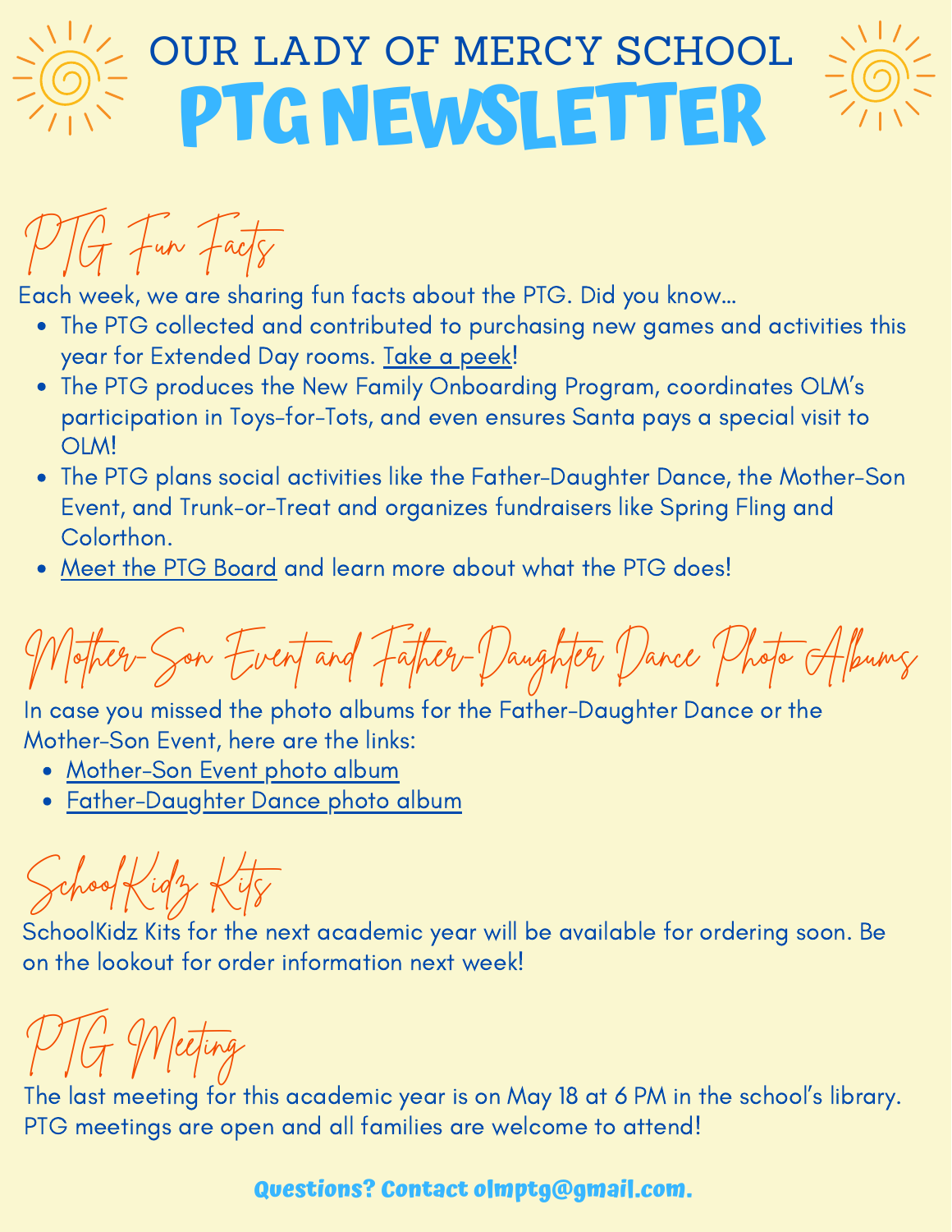# OUR LADY OF MERCY SCHOOL

# PTG NEWSLETTER

## PTG Fun Facts

Each week, we are sharing fun facts about the PTG. Did you know...

- The PTG collected and contributed to purchasing new games and activities this year for Extended Day rooms. Take a peek!
- The PTG produces the New Family Onboarding Program, coordinates OLM's participation in Toys-for-Tots, and even ensures Santa pays a special visit to OLM!
- The PTG plans social activities like the Father-Daughter Dance, the Mother-Son Event, and Trunk-or-Treat and organizes fundraisers like Spring Fling and Colorthon.
- Meet the PTG Board and learn more about what the PTG does!

## Mother-Son Event and Father-Daughter Dance Photo Albums

In case you missed the photo albums for the Father-Daughter Dance or the Mother-Son Event, here are the links:

- Mother-Son Event photo album
- Father-Daughter Dance photo album

## SchoolKidz Kits

SchoolKidz Kits for the next academic year will be available for ordering soon. Be on the lookout for order information next week!

## PTG Meeting

The last meeting for this academic year is on May 18 at 6 PM in the school's library. PTG meetings are open and all families are welcome to attend!

**Questions? Contact olmptg@gmail.com.**